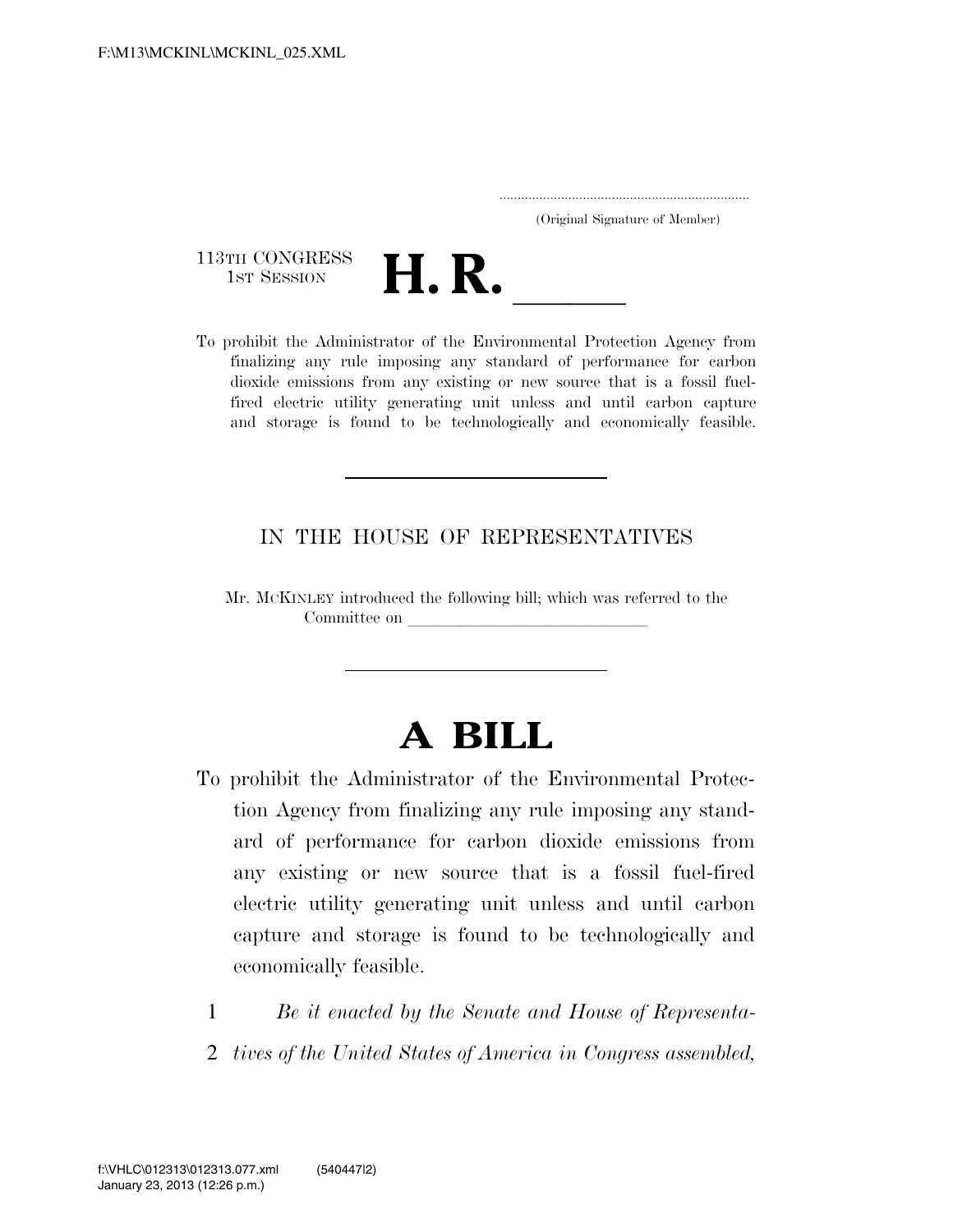.....................................................................
(Original Signature of Member)

113TH CONGRESS
1ST SESSION

# H. R. \_\_\_\_\_\_

To prohibit the Administrator of the Environmental Protection Agency from finalizing any rule imposing any standard of performance for carbon dioxide emissions from any existing or new source that is a fossil fuel-fired electric utility generating unit unless and until carbon capture and storage is found to be technologically and economically feasible.

---

IN THE HOUSE OF REPRESENTATIVES

Mr. MCKINLEY introduced the following bill; which was referred to the Committee on \_\_\_\_\_\_\_\_\_\_\_\_\_\_\_\_\_\_\_\_\_\_\_\_\_\_\_\_

---

# A BILL

To prohibit the Administrator of the Environmental Protection Agency from finalizing any rule imposing any standard of performance for carbon dioxide emissions from any existing or new source that is a fossil fuel-fired electric utility generating unit unless and until carbon capture and storage is found to be technologically and economically feasible.

1 *Be it enacted by the Senate and House of Representa-*
2 *tives of the United States of America in Congress assembled,*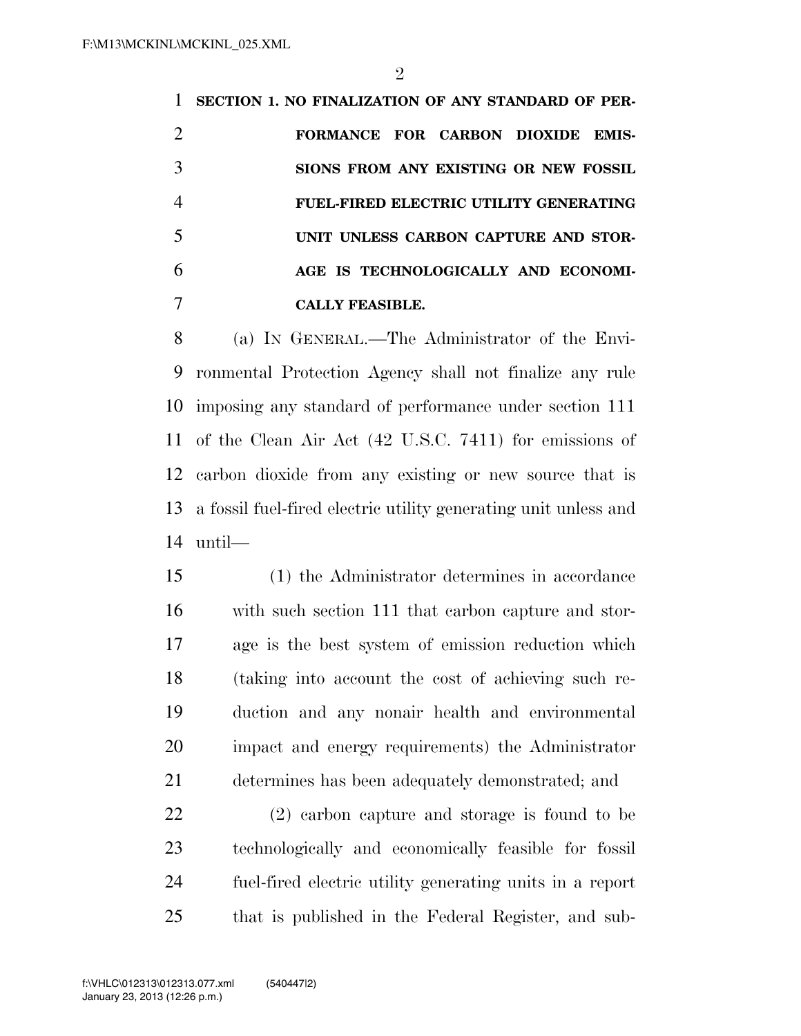**SECTION 1. NO FINALIZATION OF ANY STANDARD OF PERFORMANCE FOR CARBON DIOXIDE EMISSIONS FROM ANY EXISTING OR NEW FOSSIL FUEL-FIRED ELECTRIC UTILITY GENERATING UNIT UNLESS CARBON CAPTURE AND STORAGE IS TECHNOLOGICALLY AND ECONOMICALLY FEASIBLE.**

(a) IN GENERAL.—The Administrator of the Environmental Protection Agency shall not finalize any rule imposing any standard of performance under section 111 of the Clean Air Act (42 U.S.C. 7411) for emissions of carbon dioxide from any existing or new source that is a fossil fuel-fired electric utility generating unit unless and until—

(1) the Administrator determines in accordance with such section 111 that carbon capture and storage is the best system of emission reduction which (taking into account the cost of achieving such reduction and any nonair health and environmental impact and energy requirements) the Administrator determines has been adequately demonstrated; and

(2) carbon capture and storage is found to be technologically and economically feasible for fossil fuel-fired electric utility generating units in a report that is published in the Federal Register, and sub-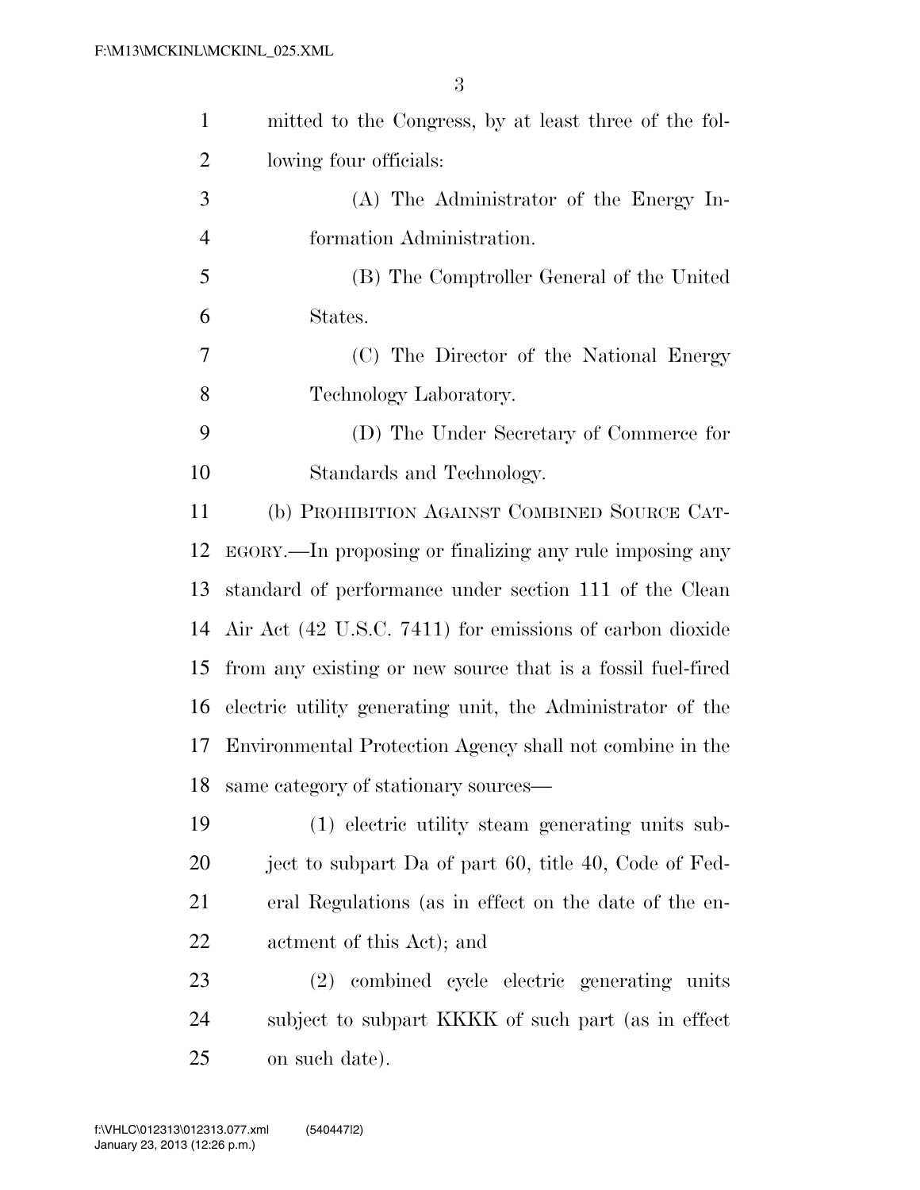mitted to the Congress, by at least three of the following four officials:

(A) The Administrator of the Energy Information Administration.

(B) The Comptroller General of the United States.

(C) The Director of the National Energy Technology Laboratory.

(D) The Under Secretary of Commerce for Standards and Technology.

(b) PROHIBITION AGAINST COMBINED SOURCE CATEGORY.—In proposing or finalizing any rule imposing any standard of performance under section 111 of the Clean Air Act (42 U.S.C. 7411) for emissions of carbon dioxide from any existing or new source that is a fossil fuel-fired electric utility generating unit, the Administrator of the Environmental Protection Agency shall not combine in the same category of stationary sources—

(1) electric utility steam generating units subject to subpart Da of part 60, title 40, Code of Federal Regulations (as in effect on the date of the enactment of this Act); and

(2) combined cycle electric generating units subject to subpart KKKK of such part (as in effect on such date).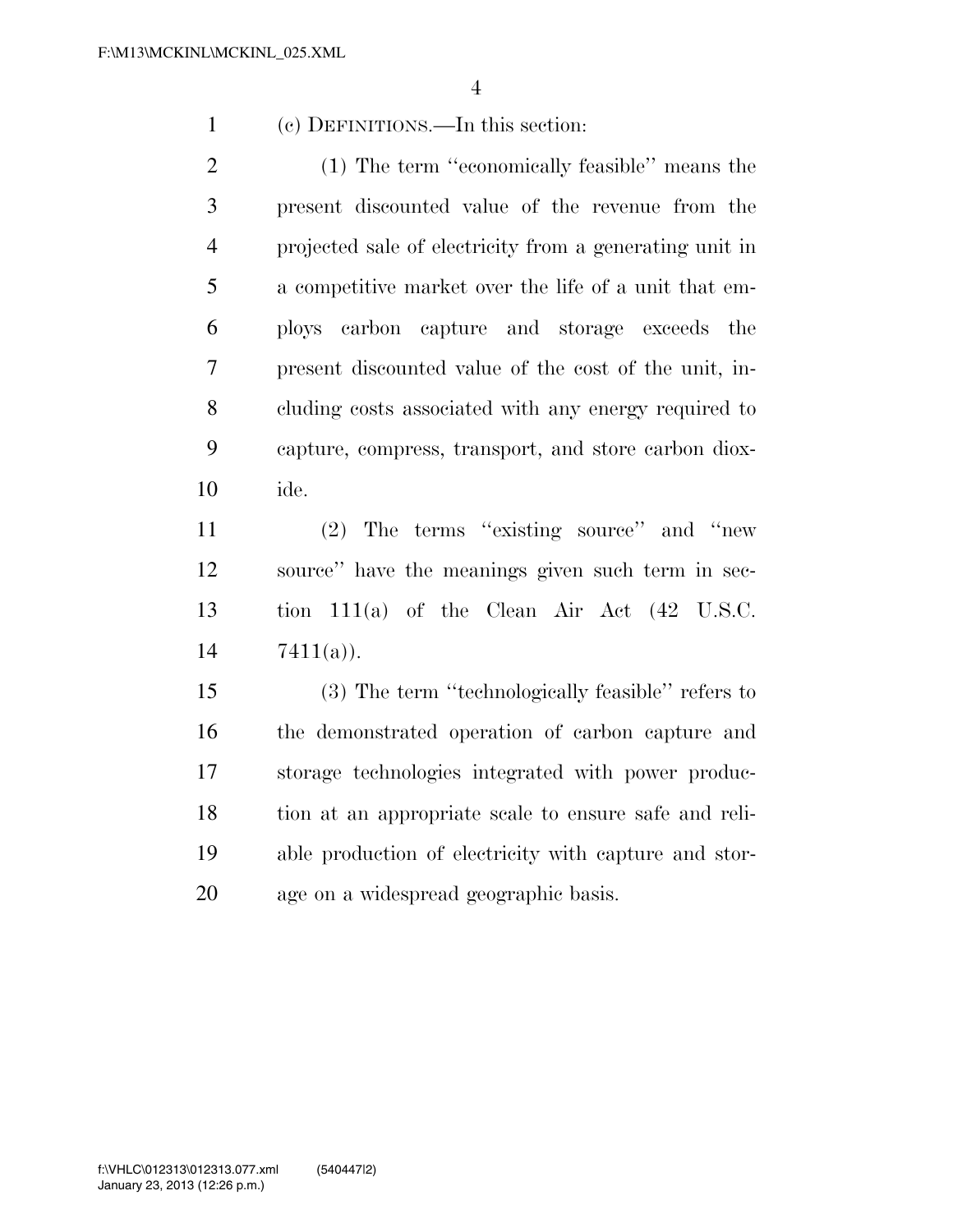(c) DEFINITIONS.—In this section:

(1) The term ''economically feasible'' means the present discounted value of the revenue from the projected sale of electricity from a generating unit in a competitive market over the life of a unit that employs carbon capture and storage exceeds the present discounted value of the cost of the unit, including costs associated with any energy required to capture, compress, transport, and store carbon dioxide.

(2) The terms ''existing source'' and ''new source'' have the meanings given such term in section 111(a) of the Clean Air Act (42 U.S.C. 7411(a)).

(3) The term ''technologically feasible'' refers to the demonstrated operation of carbon capture and storage technologies integrated with power production at an appropriate scale to ensure safe and reliable production of electricity with capture and storage on a widespread geographic basis.